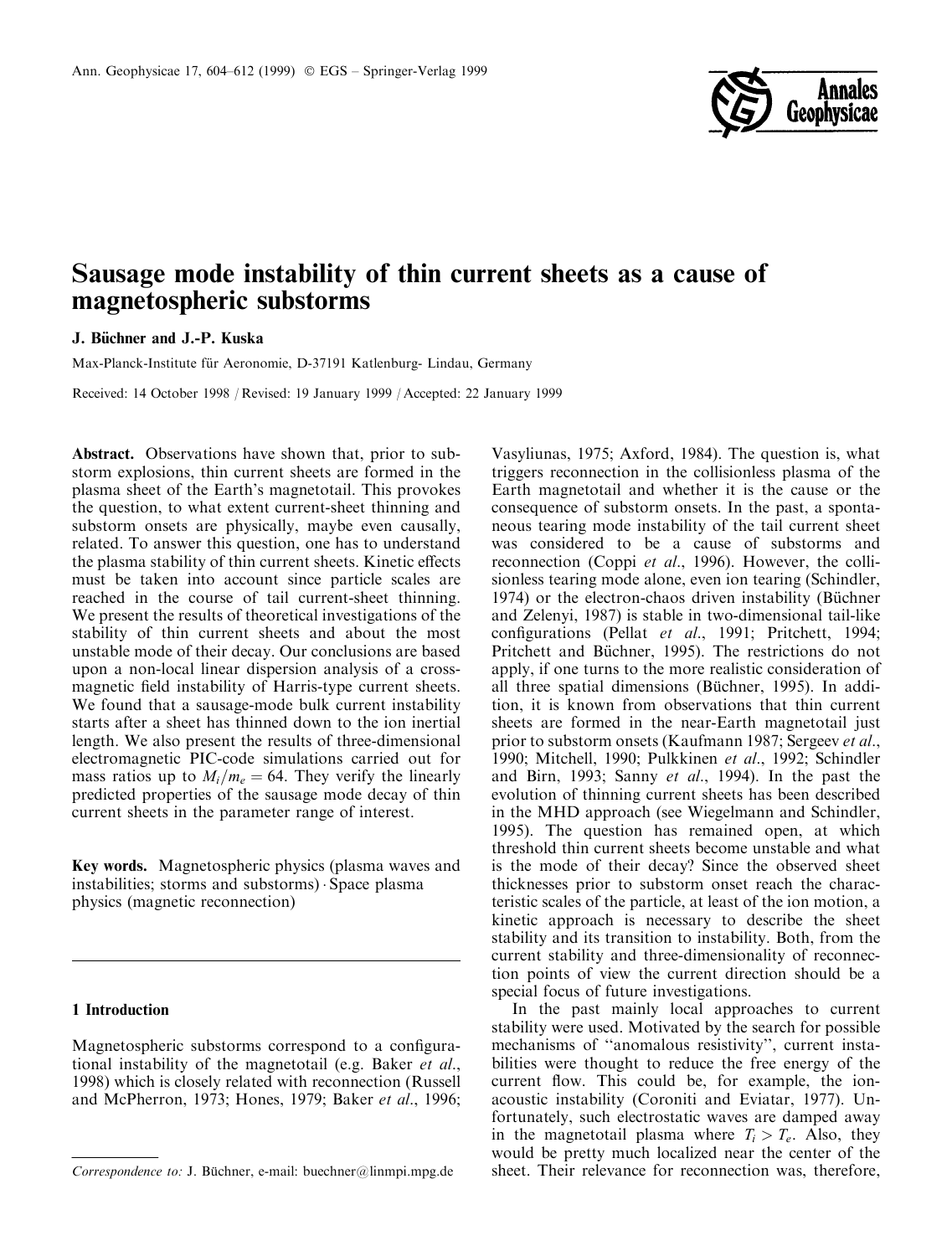# Sausage mode instability of thin current sheets as a cause of magnetospheric substorms

J. Büchner and J.-P. Kuska

Max-Planck-Institute für Aeronomie, D-37191 Katlenburg- Lindau, Germany

Received: 14 October 1998 / Revised: 19 January 1999 / Accepted: 22 January 1999

**Abstract.** Observations have shown that, prior to substorm explosions, thin current sheets are formed in the plasma sheet of the Earth's magnetotail. This provokes the question, to what extent current-sheet thinning and substorm onsets are physically, maybe even causally, related. To answer this question, one has to understand the plasma stability of thin current sheets. Kinetic effects must be taken into account since particle scales are reached in the course of tail current-sheet thinning. We present the results of theoretical investigations of the stability of thin current sheets and about the most unstable mode of their decay. Our conclusions are based upon a non-local linear dispersion analysis of a cross-magnetic field instability of Harris-type current sheets. We found that a sausage-mode bulk current instability starts after a sheet has thinned down to the ion inertial length. We also present the results of three-dimensional electromagnetic PIC-code simulations carried out for mass ratios up to $M_i/m_e = 64$. They verify the linearly predicted properties of the sausage mode decay of thin current sheets in the parameter range of interest.

**Key words.** Magnetospheric physics (plasma waves and instabilities; storms and substorms) · Space plasma physics (magnetic reconnection)

## 1 Introduction

Magnetospheric substorms correspond to a configurational instability of the magnetotail (e.g. Baker *et al.*, 1998) which is closely related with reconnection (Russell and McPherron, 1973; Hones, 1979; Baker *et al.*, 1996; Vasyliunas, 1975; Axford, 1984). The question is, what triggers reconnection in the collisionless plasma of the Earth magnetotail and whether it is the cause or the consequence of substorm onsets. In the past, a spontaneous tearing mode instability of the tail current sheet was considered to be a cause of substorms and reconnection (Coppi *et al.*, 1996). However, the collisionless tearing mode alone, even ion tearing (Schindler, 1974) or the electron-chaos driven instability (Büchner and Zelenyi, 1987) is stable in two-dimensional tail-like configurations (Pellat *et al.*, 1991; Pritchett, 1994; Pritchett and Büchner, 1995). The restrictions do not apply, if one turns to the more realistic consideration of all three spatial dimensions (Büchner, 1995). In addition, it is known from observations that thin current sheets are formed in the near-Earth magnetotail just prior to substorm onsets (Kaufmann 1987; Sergeev *et al.*, 1990; Mitchell, 1990; Pulkkinen *et al.*, 1992; Schindler and Birn, 1993; Sanny *et al.*, 1994). In the past the evolution of thinning current sheets has been described in the MHD approach (see Wiegelmann and Schindler, 1995). The question has remained open, at which threshold thin current sheets become unstable and what is the mode of their decay? Since the observed sheet thicknesses prior to substorm onset reach the characteristic scales of the particle, at least of the ion motion, a kinetic approach is necessary to describe the sheet stability and its transition to instability. Both, from the current stability and three-dimensionality of reconnection points of view the current direction should be a special focus of future investigations.

In the past mainly local approaches to current stability were used. Motivated by the search for possible mechanisms of "anomalous resistivity", current instabilities were thought to reduce the free energy of the current flow. This could be, for example, the ion-acoustic instability (Coroniti and Eviatar, 1977). Unfortunately, such electrostatic waves are damped away in the magnetotail plasma where $T_i > T_e$. Also, they would be pretty much localized near the center of the sheet. Their relevance for reconnection was, therefore,

*Correspondence to:* J. Büchner, e-mail: buechner@linmpi.mpg.de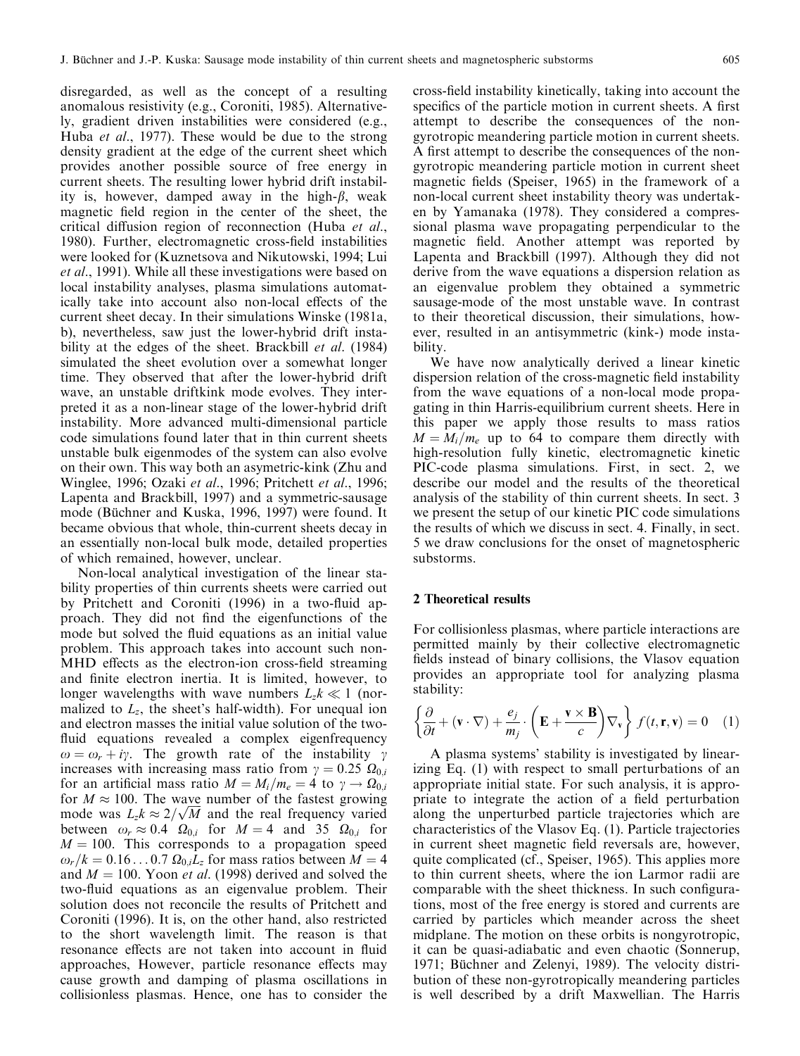disregarded, as well as the concept of a resulting anomalous resistivity (e.g., Coroniti, 1985). Alternatively, gradient driven instabilities were considered (e.g., Huba *et al*., 1977). These would be due to the strong density gradient at the edge of the current sheet which provides another possible source of free energy in current sheets. The resulting lower hybrid drift instability is, however, damped away in the high-$\beta$, weak magnetic field region in the center of the sheet, the critical diffusion region of reconnection (Huba *et al*., 1980). Further, electromagnetic cross-field instabilities were looked for (Kuznetsova and Nikutowski, 1994; Lui *et al*., 1991). While all these investigations were based on local instability analyses, plasma simulations automatically take into account also non-local effects of the current sheet decay. In their simulations Winske (1981a, b), nevertheless, saw just the lower-hybrid drift instability at the edges of the sheet. Brackbill *et al*. (1984) simulated the sheet evolution over a somewhat longer time. They observed that after the lower-hybrid drift wave, an unstable driftkink mode evolves. They interpreted it as a non-linear stage of the lower-hybrid drift instability. More advanced multi-dimensional particle code simulations found later that in thin current sheets unstable bulk eigenmodes of the system can also evolve on their own. This way both an asymetric-kink (Zhu and Winglee, 1996; Ozaki *et al*., 1996; Pritchett *et al*., 1996; Lapenta and Brackbill, 1997) and a symmetric-sausage mode (Büchner and Kuska, 1996, 1997) were found. It became obvious that whole, thin-current sheets decay in an essentially non-local bulk mode, detailed properties of which remained, however, unclear.

Non-local analytical investigation of the linear stability properties of thin currents sheets were carried out by Pritchett and Coroniti (1996) in a two-fluid approach. They did not find the eigenfunctions of the mode but solved the fluid equations as an initial value problem. This approach takes into account such non-MHD effects as the electron-ion cross-field streaming and finite electron inertia. It is limited, however, to longer wavelengths with wave numbers $L_z k \ll 1$ (normalized to $L_z$, the sheet's half-width). For unequal ion and electron masses the initial value solution of the two-fluid equations revealed a complex eigenfrequency $\omega = \omega_r + i\gamma$. The growth rate of the instability $\gamma$ increases with increasing mass ratio from $\gamma = 0.25\ \Omega_{0,i}$ for an artificial mass ratio $M = M_i/m_e = 4$ to $\gamma \to \Omega_{0,i}$ for $M \approx 100$. The wave number of the fastest growing mode was $L_z k \approx 2/\sqrt{M}$ and the real frequency varied between $\omega_r \approx 0.4\ \ \Omega_{0,i}$ for $M = 4$ and $35\ \ \Omega_{0,i}$ for $M = 100$. This corresponds to a propagation speed $\omega_r/k = 0.16 \ldots 0.7\ \Omega_{0,i} L_z$ for mass ratios between $M = 4$ and $M = 100$. Yoon *et al*. (1998) derived and solved the two-fluid equations as an eigenvalue problem. Their solution does not reconcile the results of Pritchett and Coroniti (1996). It is, on the other hand, also restricted to the short wavelength limit. The reason is that resonance effects are not taken into account in fluid approaches, However, particle resonance effects may cause growth and damping of plasma oscillations in collisionless plasmas. Hence, one has to consider the cross-field instability kinetically, taking into account the specifics of the particle motion in current sheets. A first attempt to describe the consequences of the non-gyrotropic meandering particle motion in current sheets. A first attempt to describe the consequences of the non-gyrotropic meandering particle motion in current sheet magnetic fields (Speiser, 1965) in the framework of a non-local current sheet instability theory was undertaken by Yamanaka (1978). They considered a compressional plasma wave propagating perpendicular to the magnetic field. Another attempt was reported by Lapenta and Brackbill (1997). Although they did not derive from the wave equations a dispersion relation as an eigenvalue problem they obtained a symmetric sausage-mode of the most unstable wave. In contrast to their theoretical discussion, their simulations, however, resulted in an antisymmetric (kink-) mode instability.

We have now analytically derived a linear kinetic dispersion relation of the cross-magnetic field instability from the wave equations of a non-local mode propagating in thin Harris-equilibrium current sheets. Here in this paper we apply those results to mass ratios $M = M_i/m_e$ up to 64 to compare them directly with high-resolution fully kinetic, electromagnetic kinetic PIC-code plasma simulations. First, in sect. 2, we describe our model and the results of the theoretical analysis of the stability of thin current sheets. In sect. 3 we present the setup of our kinetic PIC code simulations the results of which we discuss in sect. 4. Finally, in sect. 5 we draw conclusions for the onset of magnetospheric substorms.

## 2 Theoretical results

For collisionless plasmas, where particle interactions are permitted mainly by their collective electromagnetic fields instead of binary collisions, the Vlasov equation provides an appropriate tool for analyzing plasma stability:

$$\left\{ \frac{\partial}{\partial t} + (\mathbf{v} \cdot \nabla) + \frac{e_j}{m_j} \cdot \left( \mathbf{E} + \frac{\mathbf{v} \times \mathbf{B}}{c} \right) \nabla_{\mathbf{v}} \right\} f(t, \mathbf{r}, \mathbf{v}) = 0 \quad (1)$$

A plasma systems' stability is investigated by linearizing Eq. (1) with respect to small perturbations of an appropriate initial state. For such analysis, it is appropriate to integrate the action of a field perturbation along the unperturbed particle trajectories which are characteristics of the Vlasov Eq. (1). Particle trajectories in current sheet magnetic field reversals are, however, quite complicated (cf., Speiser, 1965). This applies more to thin current sheets, where the ion Larmor radii are comparable with the sheet thickness. In such configurations, most of the free energy is stored and currents are carried by particles which meander across the sheet midplane. The motion on these orbits is nongyrotropic, it can be quasi-adiabatic and even chaotic (Sonnerup, 1971; Büchner and Zelenyi, 1989). The velocity distribution of these non-gyrotropically meandering particles is well described by a drift Maxwellian. The Harris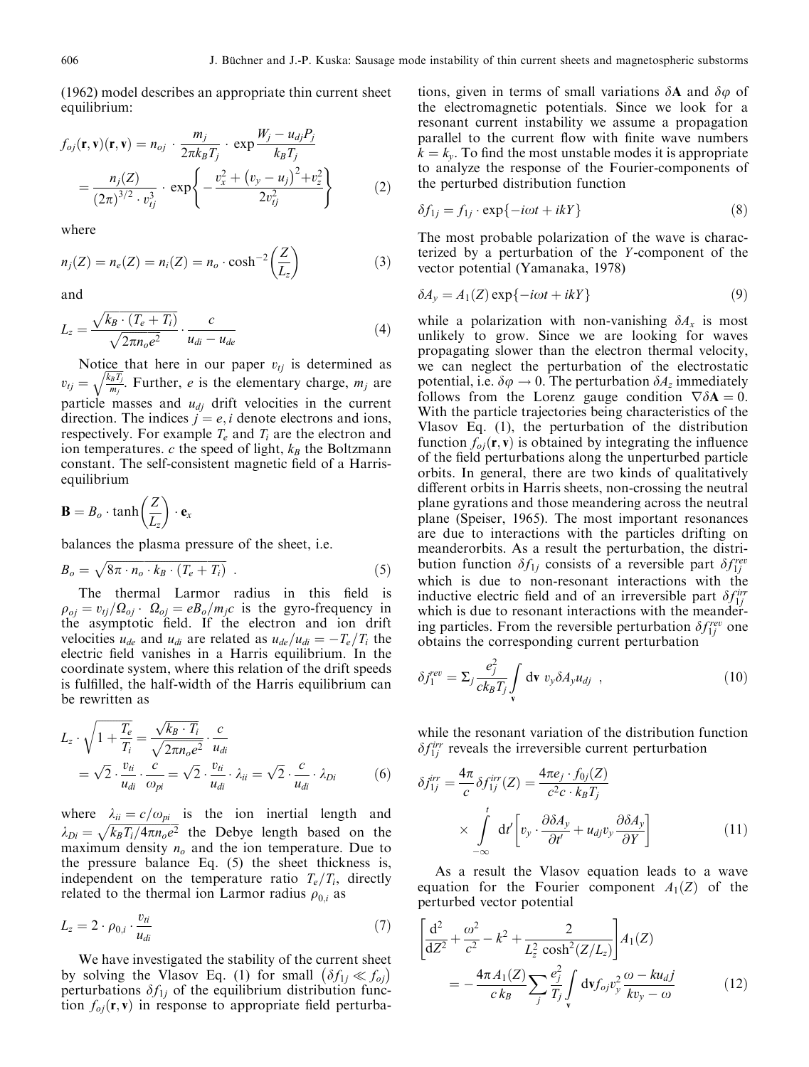(1962) model describes an appropriate thin current sheet equilibrium:

$$f_{oj}(\mathbf{r},\mathbf{v})(\mathbf{r},\mathbf{v}) = n_{oj} \cdot \frac{m_j}{2\pi k_B T_j} \cdot \exp\frac{W_j - u_{dj}P_j}{k_B T_j}$$
$$= \frac{n_j(Z)}{(2\pi)^{3/2} \cdot v_{tj}^3} \cdot \exp\left\{-\frac{v_x^2 + \left(v_y - u_j\right)^2 + v_z^2}{2v_{tj}^2}\right\} \tag{2}$$

where

$$n_j(Z) = n_e(Z) = n_i(Z) = n_o \cdot \cosh^{-2}\left(\frac{Z}{L_z}\right) \tag{3}$$

and

$$L_z = \frac{\sqrt{k_B \cdot (T_e + T_i)}}{\sqrt{2\pi n_o e^2}} \cdot \frac{c}{u_{di} - u_{de}} \tag{4}$$

Notice that here in our paper $v_{tj}$ is determined as $v_{tj} = \sqrt{\frac{k_B T_j}{m_j}}$. Further, $e$ is the elementary charge, $m_j$ are particle masses and $u_{dj}$ drift velocities in the current direction. The indices $j = e, i$ denote electrons and ions, respectively. For example $T_e$ and $T_i$ are the electron and ion temperatures. $c$ the speed of light, $k_B$ the Boltzmann constant. The self-consistent magnetic field of a Harris-equilibrium

$$\mathbf{B} = B_o \cdot \tanh\left(\frac{Z}{L_z}\right) \cdot \mathbf{e}_x$$

balances the plasma pressure of the sheet, i.e.

$$B_o = \sqrt{8\pi \cdot n_o \cdot k_B \cdot (T_e + T_i)} \ . \tag{5}$$

The thermal Larmor radius in this field is $\rho_{oj} = v_{tj}/\Omega_{oj} \cdot \ \Omega_{oj} = eB_o/m_j c$ is the gyro-frequency in the asymptotic field. If the electron and ion drift velocities $u_{de}$ and $u_{di}$ are related as $u_{de}/u_{di} = -T_e/T_i$ the electric field vanishes in a Harris equilibrium. In the coordinate system, where this relation of the drift speeds is fulfilled, the half-width of the Harris equilibrium can be rewritten as

$$L_z \cdot \sqrt{1 + \frac{T_e}{T_i}} = \frac{\sqrt{k_B \cdot T_i}}{\sqrt{2\pi n_o e^2}} \cdot \frac{c}{u_{di}}$$
$$= \sqrt{2} \cdot \frac{v_{ti}}{u_{di}} \cdot \frac{c}{\omega_{pi}} = \sqrt{2} \cdot \frac{v_{ti}}{u_{di}} \cdot \lambda_{ii} = \sqrt{2} \cdot \frac{c}{u_{di}} \cdot \lambda_{Di} \tag{6}$$

where $\lambda_{ii} = c/\omega_{pi}$ is the ion inertial length and $\lambda_{Di} = \sqrt{k_B T_i / 4\pi n_o e^2}$ the Debye length based on the maximum density $n_o$ and the ion temperature. Due to the pressure balance Eq. (5) the sheet thickness is, independent on the temperature ratio $T_e/T_i$, directly related to the thermal ion Larmor radius $\rho_{0,i}$ as

$$L_z = 2 \cdot \rho_{0,i} \cdot \frac{v_{ti}}{u_{di}} \tag{7}$$

We have investigated the stability of the current sheet by solving the Vlasov Eq. (1) for small $\left(\delta f_{1j} \ll f_{oj}\right)$ perturbations $\delta f_{1j}$ of the equilibrium distribution function $f_{oj}(\mathbf{r},\mathbf{v})$ in response to appropriate field perturbations, given in terms of small variations $\delta\mathbf{A}$ and $\delta\varphi$ of the electromagnetic potentials. Since we look for a resonant current instability we assume a propagation parallel to the current flow with finite wave numbers $k = k_y$. To find the most unstable modes it is appropriate to analyze the response of the Fourier-components of the perturbed distribution function

$$\delta f_{1j} = f_{1j} \cdot \exp\{-i\omega t + ikY\} \tag{8}$$

The most probable polarization of the wave is characterized by a perturbation of the $Y$-component of the vector potential (Yamanaka, 1978)

$$\delta A_y = A_1(Z)\exp\{-i\omega t + ikY\} \tag{9}$$

while a polarization with non-vanishing $\delta A_x$ is most unlikely to grow. Since we are looking for waves propagating slower than the electron thermal velocity, we can neglect the perturbation of the electrostatic potential, i.e. $\delta\varphi \to 0$. The perturbation $\delta A_z$ immediately follows from the Lorenz gauge condition $\nabla\delta\mathbf{A} = 0$. With the particle trajectories being characteristics of the Vlasov Eq. (1), the perturbation of the distribution function $f_{oj}(\mathbf{r},\mathbf{v})$ is obtained by integrating the influence of the field perturbations along the unperturbed particle orbits. In general, there are two kinds of qualitatively different orbits in Harris sheets, non-crossing the neutral plane gyrations and those meandering across the neutral plane (Speiser, 1965). The most important resonances are due to interactions with the particles drifting on meanderorbits. As a result the perturbation, the distribution function $\delta f_{1j}$ consists of a reversible part $\delta f_{1j}^{rev}$ which is due to non-resonant interactions with the inductive electric field and of an irreversible part $\delta f_{1j}^{irr}$ which is due to resonant interactions with the meandering particles. From the reversible perturbation $\delta f_{1j}^{rev}$ one obtains the corresponding current perturbation

$$\delta j_1^{rev} = \Sigma_j \frac{e_j^2}{ck_B T_j} \int_{\mathbf{v}} \mathrm{d}\mathbf{v}\ v_y \delta A_y u_{dj} \ , \tag{10}$$

while the resonant variation of the distribution function $\delta f_{1j}^{irr}$ reveals the irreversible current perturbation

$$\delta j_{1j}^{irr} = \frac{4\pi}{c}\delta f_{1j}^{irr}(Z) = \frac{4\pi e_j \cdot f_{0j}(Z)}{c^2 c \cdot k_B T_j}$$
$$\times \int_{-\infty}^{t} \mathrm{d}t' \left[v_y \cdot \frac{\partial \delta A_y}{\partial t'} + u_{dj} v_y \frac{\partial \delta A_y}{\partial Y}\right] \tag{11}$$

As a result the Vlasov equation leads to a wave equation for the Fourier component $A_1(Z)$ of the perturbed vector potential

$$\left[\frac{\mathrm{d}^2}{\mathrm{d}Z^2} + \frac{\omega^2}{c^2} - k^2 + \frac{2}{L_z^2 \cosh^2(Z/L_z)}\right] A_1(Z)$$
$$= -\frac{4\pi A_1(Z)}{c\, k_B} \sum_j \frac{e_j^2}{T_j} \int_{\mathbf{v}} \mathrm{d}\mathbf{v} f_{oj} v_y^2 \frac{\omega - k u_d j}{k v_y - \omega} \tag{12}$$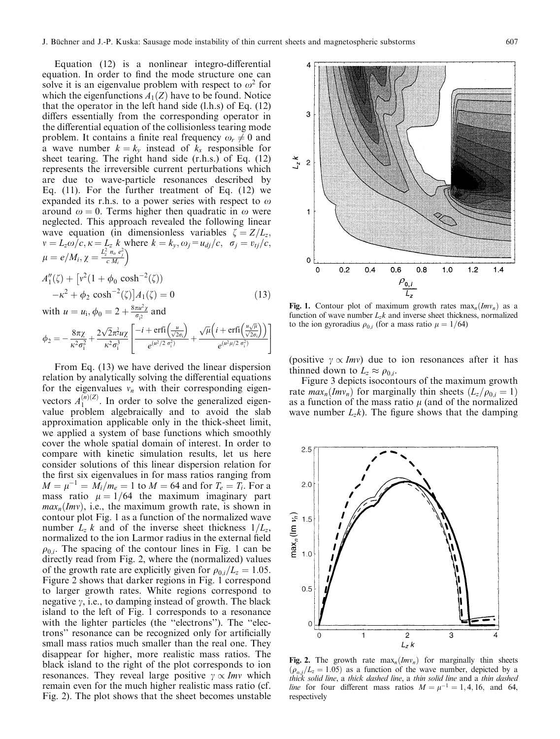Equation (12) is a nonlinear integro-differential equation. In order to find the mode structure one can solve it is an eigenvalue problem with respect to $\omega^2$ for which the eigenfunctions $A_1(Z)$ have to be found. Notice that the operator in the left hand side (l.h.s) of Eq. (12) differs essentially from the corresponding operator in the differential equation of the collisionless tearing mode problem. It contains a finite real frequency $\omega_r \neq 0$ and a wave number $k = k_y$ instead of $k_x$ responsible for sheet tearing. The right hand side (r.h.s.) of Eq. (12) represents the irreversible current perturbations which are due to wave-particle resonances described by Eq. (11). For the further treatment of Eq. (12) we expanded its r.h.s. to a power series with respect to $\omega$ around $\omega = 0$. Terms higher then quadratic in $\omega$ were neglected. This approach revealed the following linear wave equation (in dimensionless variables $\zeta = Z/L_z$, $v = L_z\omega/c, \kappa = L_z\, k$ where $k = k_y, \omega_j = u_{dj}/c, \quad \sigma_j = v_{tj}/c$, $\mu = e/M_i, \chi = \frac{L_z^2\, n_o\, e_j^2}{c\, M_i}$)

$$A_1''(\zeta) + \left[v^2(1 + \phi_0 \cosh^{-2}(\zeta)) - \kappa^2 + \phi_2 \cosh^{-2}(\zeta)\right]A_1(\zeta) = 0 \tag{13}$$

with $u = u_i, \phi_0 = 2 + \frac{8\pi u^2 \chi}{\sigma_i^2}$ and

$$\phi_2 = -\frac{8\pi\chi}{\kappa^2\sigma_i^2} + \frac{2\sqrt{2}\pi^{\frac{3}{2}}u\chi}{\kappa^2\sigma_i^3}\left[\frac{-i + \mathrm{erfi}\left(\frac{u}{\sqrt{2}\sigma_i}\right)}{e^{(u^2/2\,\sigma_i^2)}} + \frac{\sqrt{\mu}\left(i + \mathrm{erfi}\left(\frac{u\sqrt{\mu}}{\sqrt{2}\sigma_i}\right)\right)}{e^{(u^2\mu/2\,\sigma_i^2)}}\right]$$

From Eq. (13) we have derived the linear dispersion relation by analytically solving the differential equations for the eigenvalues $v_n$ with their corresponding eigenvectors $A_1^{(n)(Z)}$. In order to solve the generalized eigenvalue problem algebraically and to avoid the slab approximation applicable only in the thick-sheet limit, we applied a system of base functions which smoothly cover the whole spatial domain of interest. In order to compare with kinetic simulation results, let us here consider solutions of this linear dispersion relation for the first six eigenvalues in for mass ratios ranging from $M = \mu^{-1} = M_i/m_e = 1$ to $M = 64$ and for $T_e = T_i$. For a mass ratio $\mu = 1/64$ the maximum imaginary part $max_n(Imv)$, i.e., the maximum growth rate, is shown in contour plot Fig. 1 as a function of the normalized wave number $L_z\, k$ and of the inverse sheet thickness $1/L_z$, normalized to the ion Larmor radius in the external field $\rho_{0,i}$. The spacing of the contour lines in Fig. 1 can be directly read from Fig. 2, where the (normalized) values of the growth rate are explicitly given for $\rho_{0,i}/L_z = 1.05$. Figure 2 shows that darker regions in Fig. 1 correspond to larger growth rates. White regions correspond to negative $\gamma$, i.e., to damping instead of growth. The black island to the left of Fig. 1 corresponds to a resonance with the lighter particles (the "electrons"). The "electrons" resonance can be recognized only for artificially small mass ratios much smaller than the real one. They disappear for higher, more realistic mass ratios. The black island to the right of the plot corresponds to ion resonances. They reveal large positive $\gamma \propto Imv$ which remain even for the much higher realistic mass ratio (cf. Fig. 2). The plot shows that the sheet becomes unstable (positive $\gamma \propto Imv$) due to ion resonances after it has thinned down to $L_z \approx \rho_{0,i}$.

**Fig. 1.** Contour plot of maximum growth rates $\max_n(Imv_n)$ as a function of wave number $L_z k$ and inverse sheet thickness, normalized to the ion gyroradius $\rho_{0,i}$ (for a mass ratio $\mu = 1/64$)

Figure 3 depicts isocontours of the maximum growth rate $max_n(Imv_n)$ for marginally thin sheets ($L_z/\rho_{0,i} = 1$) as a function of the mass ratio $\mu$ (and of the normalized wave number $L_z k$). The figure shows that the damping

**Fig. 2.** The growth rate $\max_n(Imv_n)$ for marginally thin sheets ($\rho_{o,i}/L_z = 1.05$) as a function of the wave number, depicted by a *thick solid line*, a *thick dashed line*, a *thin solid line* and a *thin dashed line* for four different mass ratios $M = \mu^{-1} = 1, 4, 16,$ and $64$, respectively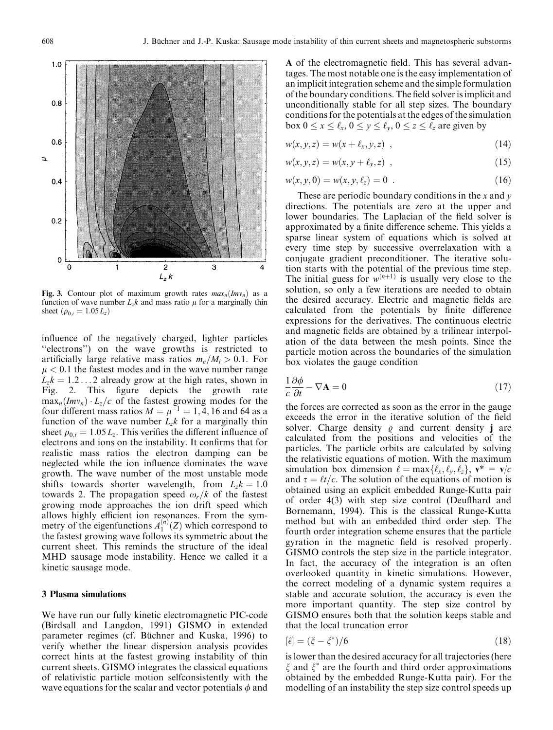**Fig. 3.** Contour plot of maximum growth rates $max_n(Im\nu_n)$ as a function of wave number $L_z k$ and mass ratio $\mu$ for a marginally thin sheet ($\rho_{0,i} = 1.05\,L_z$)

influence of the negatively charged, lighter particles "electrons") on the wave growths is restricted to artificially large relative mass ratios $m_e/M_i > 0.1$. For $\mu < 0.1$ the fastest modes and in the wave number range $L_z k = 1.2 \ldots 2$ already grow at the high rates, shown in Fig. 2. This figure depicts the growth rate $\max_n(Im\nu_n) \cdot L_z/c$ of the fastest growing modes for the four different mass ratios $M = \mu^{-1} = 1, 4, 16$ and 64 as a function of the wave number $L_z k$ for a marginally thin sheet $\rho_{0,i} = 1.05\,L_z$. This verifies the different influence of electrons and ions on the instability. It confirms that for realistic mass ratios the electron damping can be neglected while the ion influence dominates the wave growth. The wave number of the most unstable mode shifts towards shorter wavelength, from $L_z k = 1.0$ towards 2. The propagation speed $\omega_r/k$ of the fastest growing mode approaches the ion drift speed which allows highly efficient ion resonances. From the symmetry of the eigenfunctions $A_1^{(n)}(Z)$ which correspond to the fastest growing wave follows its symmetric about the current sheet. This reminds the structure of the ideal MHD sausage mode instability. Hence we called it a kinetic sausage mode.

## 3 Plasma simulations

We have run our fully kinetic electromagnetic PIC-code (Birdsall and Langdon, 1991) GISMO in extended parameter regimes (cf. Büchner and Kuska, 1996) to verify whether the linear dispersion analysis provides correct hints at the fastest growing instability of thin current sheets. GISMO integrates the classical equations of relativistic particle motion selfconsistently with the wave equations for the scalar and vector potentials $\phi$ and $\mathbf{A}$ of the electromagnetic field. This has several advantages. The most notable one is the easy implementation of an implicit integration scheme and the simple formulation of the boundary conditions. The field solver is implicit and unconditionally stable for all step sizes. The boundary conditions for the potentials at the edges of the simulation box $0 \le x \le \ell_x, 0 \le y \le \ell_y, 0 \le z \le \ell_z$ are given by

$$w(x, y, z) = w(x + \ell_x, y, z)\ , \tag{14}$$

$$w(x, y, z) = w(x, y + \ell_y, z)\ , \tag{15}$$

$$w(x, y, 0) = w(x, y, \ell_z) = 0\ . \tag{16}$$

These are periodic boundary conditions in the $x$ and $y$ directions. The potentials are zero at the upper and lower boundaries. The Laplacian of the field solver is approximated by a finite difference scheme. This yields a sparse linear system of equations which is solved at every time step by successive overrelaxation with a conjugate gradient preconditioner. The iterative solution starts with the potential of the previous time step. The initial guess for $w^{(n+1)}$ is usually very close to the solution, so only a few iterations are needed to obtain the desired accuracy. Electric and magnetic fields are calculated from the potentials by finite difference expressions for the derivatives. The continuous electric and magnetic fields are obtained by a trilinear interpolation of the data between the mesh points. Since the particle motion across the boundaries of the simulation box violates the gauge condition

$$\frac{1}{c}\frac{\partial \phi}{\partial t} - \nabla \mathbf{A} = 0 \tag{17}$$

the forces are corrected as soon as the error in the gauge exceeds the error in the iterative solution of the field solver. Charge density $\varrho$ and current density $\mathbf{j}$ are calculated from the positions and velocities of the particles. The particle orbits are calculated by solving the relativistic equations of motion. With the maximum simulation box dimension $\ell = \max\{\ell_x, \ell_y, \ell_z\}$, $\mathbf{v}^* = \mathbf{v}/c$ and $\tau = \ell t/c$. The solution of the equations of motion is obtained using an explicit embedded Runge-Kutta pair of order 4(3) with step size control (Deuflhard and Bornemann, 1994). This is the classical Runge-Kutta method but with an embedded third order step. The fourth order integration scheme ensures that the particle gyration in the magnetic field is resolved properly. GISMO controls the step size in the particle integrator. In fact, the accuracy of the integration is an often overlooked quantity in kinetic simulations. However, the correct modeling of a dynamic system requires a stable and accurate solution, the accuracy is even the more important quantity. The step size control by GISMO ensures both that the solution keeps stable and that the local truncation error

$$[\hat{\epsilon}] = (\xi - \xi^*)/6 \tag{18}$$

is lower than the desired accuracy for all trajectories (here $\xi$ and $\xi^*$ are the fourth and third order approximations obtained by the embedded Runge-Kutta pair). For the modelling of an instability the step size control speeds up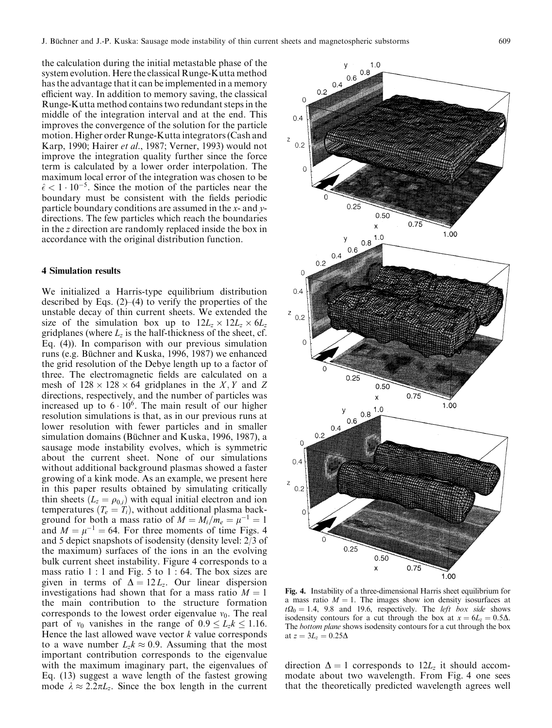the calculation during the initial metastable phase of the system evolution. Here the classical Runge-Kutta method has the advantage that it can be implemented in a memory efficient way. In addition to memory saving, the classical Runge-Kutta method contains two redundant steps in the middle of the integration interval and at the end. This improves the convergence of the solution for the particle motion. Higher order Runge-Kutta integrators (Cash and Karp, 1990; Hairer *et al*., 1987; Verner, 1993) would not improve the integration quality further since the force term is calculated by a lower order interpolation. The maximum local error of the integration was chosen to be $\hat{\epsilon} < 1 \cdot 10^{-5}$. Since the motion of the particles near the boundary must be consistent with the fields periodic particle boundary conditions are assumed in the *x*- and *y*-directions. The few particles which reach the boundaries in the *z* direction are randomly replaced inside the box in accordance with the original distribution function.

## 4 Simulation results

We initialized a Harris-type equilibrium distribution described by Eqs. (2)–(4) to verify the properties of the unstable decay of thin current sheets. We extended the size of the simulation box up to $12L_z \times 12L_z \times 6L_z$ gridplanes (where $L_z$ is the half-thickness of the sheet, cf. Eq. (4)). In comparison with our previous simulation runs (e.g. Büchner and Kuska, 1996, 1987) we enhanced the grid resolution of the Debye length up to a factor of three. The electromagnetic fields are calculated on a mesh of $128 \times 128 \times 64$ gridplanes in the $X, Y$ and $Z$ directions, respectively, and the number of particles was increased up to $6 \cdot 10^6$. The main result of our higher resolution simulations is that, as in our previous runs at lower resolution with fewer particles and in smaller simulation domains (Büchner and Kuska, 1996, 1987), a sausage mode instability evolves, which is symmetric about the current sheet. None of our simulations without additional background plasmas showed a faster growing of a kink mode. As an example, we present here in this paper results obtained by simulating critically thin sheets ($L_z = \rho_{0,i}$) with equal initial electron and ion temperatures ($T_e = T_i$), without additional plasma background for both a mass ratio of $M = M_i/m_e = \mu^{-1} = 1$ and $M = \mu^{-1} = 64$. For three moments of time Figs. 4 and 5 depict snapshots of isodensity (density level: 2/3 of the maximum) surfaces of the ions in an the evolving bulk current sheet instability. Figure 4 corresponds to a mass ratio 1 : 1 and Fig. 5 to 1 : 64. The box sizes are given in terms of $\Delta = 12L_z$. Our linear dispersion investigations had shown that for a mass ratio $M = 1$ the main contribution to the structure formation corresponds to the lowest order eigenvalue $v_0$. The real part of $v_0$ vanishes in the range of $0.9 \leq L_z k \leq 1.16$. Hence the last allowed wave vector $k$ value corresponds to a wave number $L_z k \approx 0.9$. Assuming that the most important contribution corresponds to the eigenvalue with the maximum imaginary part, the eigenvalues of Eq. (13) suggest a wave length of the fastest growing mode $\lambda \approx 2.2\pi L_z$. Since the box length in the current direction $\Delta = 1$ corresponds to $12L_z$ it should accommodate about two wavelength. From Fig. 4 one sees that the theoretically predicted wavelength agrees well

**Fig. 4.** Instability of a three-dimensional Harris sheet equilibrium for a mass ratio $M = 1$. The images show ion density isosurfaces at $t\Omega_0 = 1.4$, 9.8 and 19.6, respectively. The *left box side* shows isodensity contours for a cut through the box at $x = 6L_z = 0.5\Delta$. The *bottom plane* shows isodensity contours for a cut through the box at $z = 3L_z = 0.25\Delta$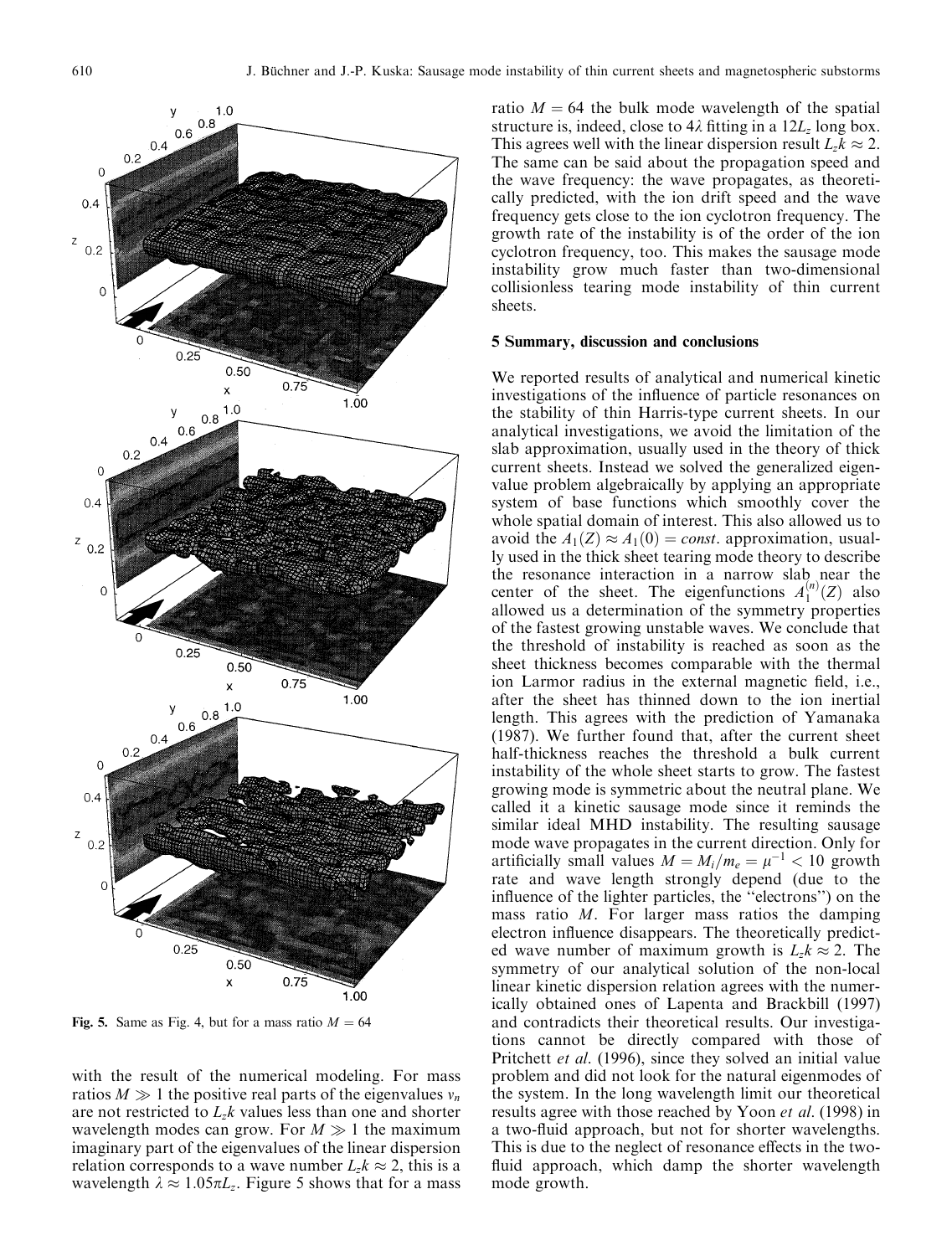Fig. 5. Same as Fig. 4, but for a mass ratio $M = 64$

with the result of the numerical modeling. For mass ratios $M \gg 1$ the positive real parts of the eigenvalues $\nu_n$ are not restricted to $L_z k$ values less than one and shorter wavelength modes can grow. For $M \gg 1$ the maximum imaginary part of the eigenvalues of the linear dispersion relation corresponds to a wave number $L_z k \approx 2$, this is a wavelength $\lambda \approx 1.05\pi L_z$. Figure 5 shows that for a mass ratio $M = 64$ the bulk mode wavelength of the spatial structure is, indeed, close to $4\lambda$ fitting in a $12L_z$ long box. This agrees well with the linear dispersion result $L_z k \approx 2$. The same can be said about the propagation speed and the wave frequency: the wave propagates, as theoretically predicted, with the ion drift speed and the wave frequency gets close to the ion cyclotron frequency. The growth rate of the instability is of the order of the ion cyclotron frequency, too. This makes the sausage mode instability grow much faster than two-dimensional collisionless tearing mode instability of thin current sheets.

## 5 Summary, discussion and conclusions

We reported results of analytical and numerical kinetic investigations of the influence of particle resonances on the stability of thin Harris-type current sheets. In our analytical investigations, we avoid the limitation of the slab approximation, usually used in the theory of thick current sheets. Instead we solved the generalized eigenvalue problem algebraically by applying an appropriate system of base functions which smoothly cover the whole spatial domain of interest. This also allowed us to avoid the $A_1(Z) \approx A_1(0) = const.$ approximation, usually used in the thick sheet tearing mode theory to describe the resonance interaction in a narrow slab near the center of the sheet. The eigenfunctions $A_1^{(n)}(Z)$ also allowed us a determination of the symmetry properties of the fastest growing unstable waves. We conclude that the threshold of instability is reached as soon as the sheet thickness becomes comparable with the thermal ion Larmor radius in the external magnetic field, i.e., after the sheet has thinned down to the ion inertial length. This agrees with the prediction of Yamanaka (1987). We further found that, after the current sheet half-thickness reaches the threshold a bulk current instability of the whole sheet starts to grow. The fastest growing mode is symmetric about the neutral plane. We called it a kinetic sausage mode since it reminds the similar ideal MHD instability. The resulting sausage mode wave propagates in the current direction. Only for artificially small values $M = M_i/m_e = \mu^{-1} < 10$ growth rate and wave length strongly depend (due to the influence of the lighter particles, the "electrons") on the mass ratio $M$. For larger mass ratios the damping electron influence disappears. The theoretically predicted wave number of maximum growth is $L_z k \approx 2$. The symmetry of our analytical solution of the non-local linear kinetic dispersion relation agrees with the numerically obtained ones of Lapenta and Brackbill (1997) and contradicts their theoretical results. Our investigations cannot be directly compared with those of Pritchett *et al.* (1996), since they solved an initial value problem and did not look for the natural eigenmodes of the system. In the long wavelength limit our theoretical results agree with those reached by Yoon *et al.* (1998) in a two-fluid approach, but not for shorter wavelengths. This is due to the neglect of resonance effects in the two-fluid approach, which damp the shorter wavelength mode growth.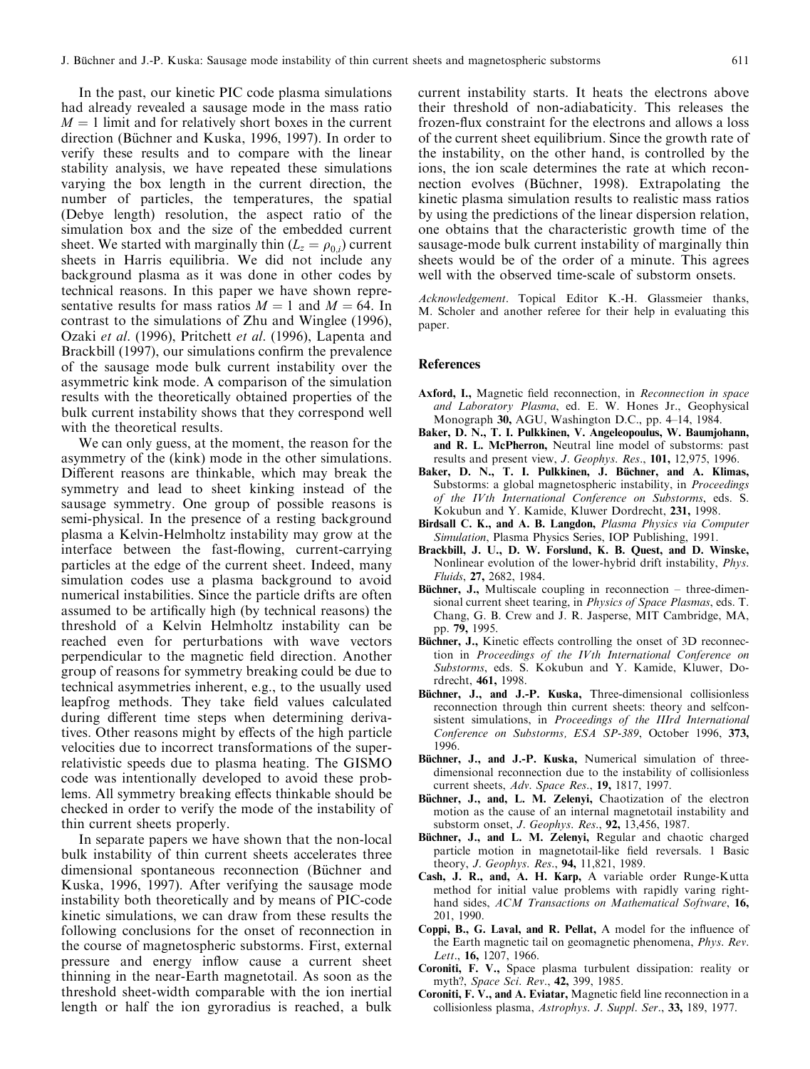In the past, our kinetic PIC code plasma simulations had already revealed a sausage mode in the mass ratio $M = 1$ limit and for relatively short boxes in the current direction (Büchner and Kuska, 1996, 1997). In order to verify these results and to compare with the linear stability analysis, we have repeated these simulations varying the box length in the current direction, the number of particles, the temperatures, the spatial (Debye length) resolution, the aspect ratio of the simulation box and the size of the embedded current sheet. We started with marginally thin ($L_z = \rho_{0,i}$) current sheets in Harris equilibria. We did not include any background plasma as it was done in other codes by technical reasons. In this paper we have shown representative results for mass ratios $M = 1$ and $M = 64$. In contrast to the simulations of Zhu and Winglee (1996), Ozaki *et al*. (1996), Pritchett *et al*. (1996), Lapenta and Brackbill (1997), our simulations confirm the prevalence of the sausage mode bulk current instability over the asymmetric kink mode. A comparison of the simulation results with the theoretically obtained properties of the bulk current instability shows that they correspond well with the theoretical results.

We can only guess, at the moment, the reason for the asymmetry of the (kink) mode in the other simulations. Different reasons are thinkable, which may break the symmetry and lead to sheet kinking instead of the sausage symmetry. One group of possible reasons is semi-physical. In the presence of a resting background plasma a Kelvin-Helmholtz instability may grow at the interface between the fast-flowing, current-carrying particles at the edge of the current sheet. Indeed, many simulation codes use a plasma background to avoid numerical instabilities. Since the particle drifts are often assumed to be artifically high (by technical reasons) the threshold of a Kelvin Helmholtz instability can be reached even for perturbations with wave vectors perpendicular to the magnetic field direction. Another group of reasons for symmetry breaking could be due to technical asymmetries inherent, e.g., to the usually used leapfrog methods. They take field values calculated during different time steps when determining derivatives. Other reasons might by effects of the high particle velocities due to incorrect transformations of the super-relativistic speeds due to plasma heating. The GISMO code was intentionally developed to avoid these problems. All symmetry breaking effects thinkable should be checked in order to verify the mode of the instability of thin current sheets properly.

In separate papers we have shown that the non-local bulk instability of thin current sheets accelerates three dimensional spontaneous reconnection (Büchner and Kuska, 1996, 1997). After verifying the sausage mode instability both theoretically and by means of PIC-code kinetic simulations, we can draw from these results the following conclusions for the onset of reconnection in the course of magnetospheric substorms. First, external pressure and energy inflow cause a current sheet thinning in the near-Earth magnetotail. As soon as the threshold sheet-width comparable with the ion inertial length or half the ion gyroradius is reached, a bulk current instability starts. It heats the electrons above their threshold of non-adiabaticity. This releases the frozen-flux constraint for the electrons and allows a loss of the current sheet equilibrium. Since the growth rate of the instability, on the other hand, is controlled by the ions, the ion scale determines the rate at which reconnection evolves (Büchner, 1998). Extrapolating the kinetic plasma simulation results to realistic mass ratios by using the predictions of the linear dispersion relation, one obtains that the characteristic growth time of the sausage-mode bulk current instability of marginally thin sheets would be of the order of a minute. This agrees well with the observed time-scale of substorm onsets.

*Acknowledgement*. Topical Editor K.-H. Glassmeier thanks, M. Scholer and another referee for their help in evaluating this paper.

## References

**Axford, I.,** Magnetic field reconnection, in *Reconnection in space and Laboratory Plasma*, ed. E. W. Hones Jr., Geophysical Monograph **30,** AGU, Washington D.C., pp. 4–14, 1984.

**Baker, D. N., T. I. Pulkkinen, V. Angeleopoulus, W. Baumjohann, and R. L. McPherron,** Neutral line model of substorms: past results and present view, *J. Geophys. Res*., **101,** 12,975, 1996.

**Baker, D. N., T. I. Pulkkinen, J. Büchner, and A. Klimas,** Substorms: a global magnetospheric instability, in *Proceedings of the IVth International Conference on Substorms*, eds. S. Kokubun and Y. Kamide, Kluwer Dordrecht, **231,** 1998.

**Birdsall C. K., and A. B. Langdon,** *Plasma Physics via Computer Simulation*, Plasma Physics Series, IOP Publishing, 1991.

**Brackbill, J. U., D. W. Forslund, K. B. Quest, and D. Winske,** Nonlinear evolution of the lower-hybrid drift instability, *Phys. Fluids*, **27,** 2682, 1984.

**Büchner, J.,** Multiscale coupling in reconnection – three-dimensional current sheet tearing, in *Physics of Space Plasmas*, eds. T. Chang, G. B. Crew and J. R. Jasperse, MIT Cambridge, MA, pp. **79,** 1995.

**Büchner, J.,** Kinetic effects controlling the onset of 3D reconnection in *Proceedings of the IVth International Conference on Substorms*, eds. S. Kokubun and Y. Kamide, Kluwer, Dordrecht, **461,** 1998.

**Büchner, J., and J.-P. Kuska,** Three-dimensional collisionless reconnection through thin current sheets: theory and selfconsistent simulations, in *Proceedings of the IIIrd International Conference on Substorms, ESA SP-389*, October 1996, **373,** 1996.

**Büchner, J., and J.-P. Kuska,** Numerical simulation of three-dimensional reconnection due to the instability of collisionless current sheets, *Adv. Space Res*., **19,** 1817, 1997.

**Büchner, J., and, L. M. Zelenyi,** Chaotization of the electron motion as the cause of an internal magnetotail instability and substorm onset, *J. Geophys. Res*., **92,** 13,456, 1987.

**Büchner, J., and L. M. Zelenyi,** Regular and chaotic charged particle motion in magnetotail-like field reversals. 1 Basic theory, *J. Geophys. Res*., **94,** 11,821, 1989.

**Cash, J. R., and, A. H. Karp,** A variable order Runge-Kutta method for initial value problems with rapidly varing right-hand sides, *ACM Transactions on Mathematical Software*, **16,** 201, 1990.

**Coppi, B., G. Laval, and R. Pellat,** A model for the influence of the Earth magnetic tail on geomagnetic phenomena, *Phys. Rev. Lett*., **16,** 1207, 1966.

**Coroniti, F. V.,** Space plasma turbulent dissipation: reality or myth?, *Space Sci. Rev*., **42,** 399, 1985.

**Coroniti, F. V., and A. Eviatar,** Magnetic field line reconnection in a collisionless plasma, *Astrophys. J. Suppl. Ser*., **33,** 189, 1977.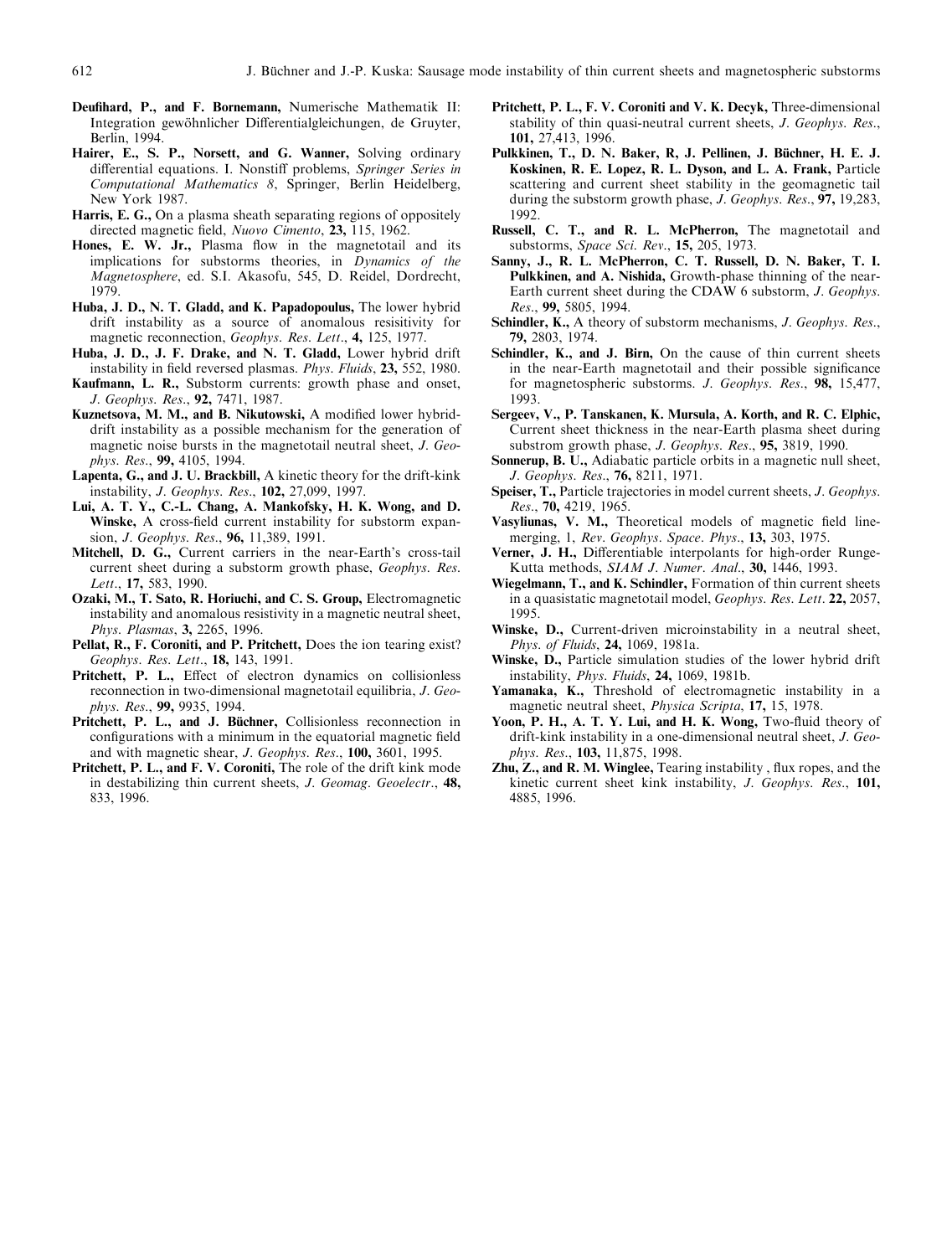**Deuflhard, P., and F. Bornemann,** Numerische Mathematik II: Integration gewöhnlicher Differentialgleichungen, de Gruyter, Berlin, 1994.

**Hairer, E., S. P., Norsett, and G. Wanner,** Solving ordinary differential equations. I. Nonstiff problems, *Springer Series in Computational Mathematics 8*, Springer, Berlin Heidelberg, New York 1987.

**Harris, E. G.,** On a plasma sheath separating regions of oppositely directed magnetic field, *Nuovo Cimento*, **23,** 115, 1962.

**Hones, E. W. Jr.,** Plasma flow in the magnetotail and its implications for substorms theories, in *Dynamics of the Magnetosphere*, ed. S.I. Akasofu, 545, D. Reidel, Dordrecht, 1979.

**Huba, J. D., N. T. Gladd, and K. Papadopoulus,** The lower hybrid drift instability as a source of anomalous resisitivity for magnetic reconnection, *Geophys. Res. Lett*., **4,** 125, 1977.

**Huba, J. D., J. F. Drake, and N. T. Gladd,** Lower hybrid drift instability in field reversed plasmas. *Phys. Fluids*, **23,** 552, 1980.

**Kaufmann, L. R.,** Substorm currents: growth phase and onset, *J. Geophys. Res*., **92,** 7471, 1987.

**Kuznetsova, M. M., and B. Nikutowski,** A modified lower hybrid-drift instability as a possible mechanism for the generation of magnetic noise bursts in the magnetotail neutral sheet, *J. Geophys. Res*., **99,** 4105, 1994.

**Lapenta, G., and J. U. Brackbill,** A kinetic theory for the drift-kink instability, *J. Geophys. Res*., **102,** 27,099, 1997.

**Lui, A. T. Y., C.-L. Chang, A. Mankofsky, H. K. Wong, and D. Winske,** A cross-field current instability for substorm expansion, *J. Geophys. Res*., **96,** 11,389, 1991.

**Mitchell, D. G.,** Current carriers in the near-Earth's cross-tail current sheet during a substorm growth phase, *Geophys. Res. Lett*., **17,** 583, 1990.

**Ozaki, M., T. Sato, R. Horiuchi, and C. S. Group,** Electromagnetic instability and anomalous resistivity in a magnetic neutral sheet, *Phys. Plasmas*, **3,** 2265, 1996.

**Pellat, R., F. Coroniti, and P. Pritchett,** Does the ion tearing exist? *Geophys. Res. Lett*., **18,** 143, 1991.

**Pritchett, P. L.,** Effect of electron dynamics on collisionless reconnection in two-dimensional magnetotail equilibria, *J. Geophys. Res*., **99,** 9935, 1994.

**Pritchett, P. L., and J. Büchner,** Collisionless reconnection in configurations with a minimum in the equatorial magnetic field and with magnetic shear, *J. Geophys. Res*., **100,** 3601, 1995.

**Pritchett, P. L., and F. V. Coroniti,** The role of the drift kink mode in destabilizing thin current sheets, *J. Geomag. Geoelectr*., **48,** 833, 1996.

**Pritchett, P. L., F. V. Coroniti and V. K. Decyk,** Three-dimensional stability of thin quasi-neutral current sheets, *J. Geophys. Res*., **101,** 27,413, 1996.

**Pulkkinen, T., D. N. Baker, R, J. Pellinen, J. Büchner, H. E. J. Koskinen, R. E. Lopez, R. L. Dyson, and L. A. Frank,** Particle scattering and current sheet stability in the geomagnetic tail during the substorm growth phase, *J. Geophys. Res*., **97,** 19,283, 1992.

**Russell, C. T., and R. L. McPherron,** The magnetotail and substorms, *Space Sci. Rev*., **15,** 205, 1973.

**Sanny, J., R. L. McPherron, C. T. Russell, D. N. Baker, T. I. Pulkkinen, and A. Nishida,** Growth-phase thinning of the near-Earth current sheet during the CDAW 6 substorm, *J. Geophys. Res*., **99,** 5805, 1994.

**Schindler, K.,** A theory of substorm mechanisms, *J. Geophys. Res*., **79,** 2803, 1974.

**Schindler, K., and J. Birn,** On the cause of thin current sheets in the near-Earth magnetotail and their possible significance for magnetospheric substorms. *J. Geophys. Res*., **98,** 15,477, 1993.

**Sergeev, V., P. Tanskanen, K. Mursula, A. Korth, and R. C. Elphic,** Current sheet thickness in the near-Earth plasma sheet during substrom growth phase, *J. Geophys. Res*., **95,** 3819, 1990.

**Sonnerup, B. U.,** Adiabatic particle orbits in a magnetic null sheet, *J. Geophys. Res*., **76,** 8211, 1971.

**Speiser, T.,** Particle trajectories in model current sheets, *J. Geophys. Res*., **70,** 4219, 1965.

**Vasyliunas, V. M.,** Theoretical models of magnetic field line-merging, 1, *Rev. Geophys. Space. Phys*., **13,** 303, 1975.

**Verner, J. H.,** Differentiable interpolants for high-order Runge-Kutta methods, *SIAM J. Numer. Anal*., **30,** 1446, 1993.

**Wiegelmann, T., and K. Schindler,** Formation of thin current sheets in a quasistatic magnetotail model, *Geophys. Res. Lett*. **22,** 2057, 1995.

**Winske, D.,** Current-driven microinstability in a neutral sheet, *Phys. of Fluids*, **24,** 1069, 1981a.

**Winske, D.,** Particle simulation studies of the lower hybrid drift instability, *Phys. Fluids*, **24,** 1069, 1981b.

**Yamanaka, K.,** Threshold of electromagnetic instability in a magnetic neutral sheet, *Physica Scripta*, **17,** 15, 1978.

**Yoon, P. H., A. T. Y. Lui, and H. K. Wong,** Two-fluid theory of drift-kink instability in a one-dimensional neutral sheet, *J. Geophys. Res*., **103,** 11,875, 1998.

**Zhu, Z., and R. M. Winglee,** Tearing instability , flux ropes, and the kinetic current sheet kink instability, *J. Geophys. Res*., **101,** 4885, 1996.